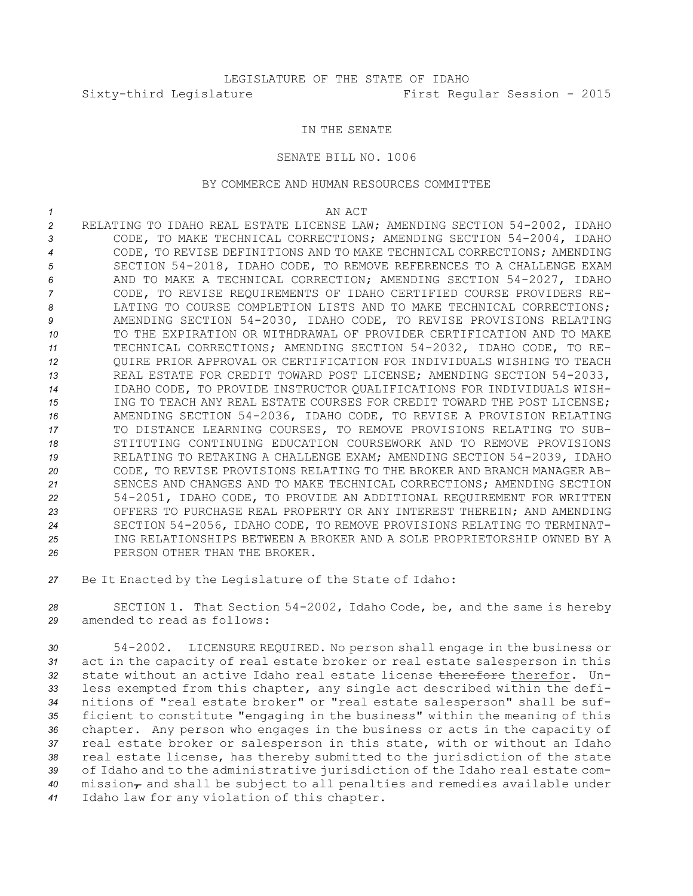LEGISLATURE OF THE STATE OF IDAHO

Sixty-third Legislature First Regular Session - 2015

IN THE SENATE

SENATE BILL NO. 1006

BY COMMERCE AND HUMAN RESOURCES COMMITTEE

AN ACT

RELATING TO IDAHO REAL ESTATE LICENSE LAW; AMENDING SECTION 54-2002, IDAHO CODE, TO MAKE TECHNICAL CORRECTIONS; AMENDING SECTION 54-2004, IDAHO CODE, TO REVISE DEFINITIONS AND TO MAKE TECHNICAL CORRECTIONS; AMENDING SECTION 54-2018, IDAHO CODE, TO REMOVE REFERENCES TO A CHALLENGE EXAM AND TO MAKE A TECHNICAL CORRECTION; AMENDING SECTION 54-2027, IDAHO CODE, TO REVISE REQUIREMENTS OF IDAHO CERTIFIED COURSE PROVIDERS RELATING TO COURSE COMPLETION LISTS AND TO MAKE TECHNICAL CORRECTIONS; AMENDING SECTION 54-2030, IDAHO CODE, TO REVISE PROVISIONS RELATING TO THE EXPIRATION OR WITHDRAWAL OF PROVIDER CERTIFICATION AND TO MAKE TECHNICAL CORRECTIONS; AMENDING SECTION 54-2032, IDAHO CODE, TO REQUIRE PRIOR APPROVAL OR CERTIFICATION FOR INDIVIDUALS WISHING TO TEACH REAL ESTATE FOR CREDIT TOWARD POST LICENSE; AMENDING SECTION 54-2033, IDAHO CODE, TO PROVIDE INSTRUCTOR QUALIFICATIONS FOR INDIVIDUALS WISHING TO TEACH ANY REAL ESTATE COURSES FOR CREDIT TOWARD THE POST LICENSE; AMENDING SECTION 54-2036, IDAHO CODE, TO REVISE A PROVISION RELATING TO DISTANCE LEARNING COURSES, TO REMOVE PROVISIONS RELATING TO SUBSTITUTING CONTINUING EDUCATION COURSEWORK AND TO REMOVE PROVISIONS RELATING TO RETAKING A CHALLENGE EXAM; AMENDING SECTION 54-2039, IDAHO CODE, TO REVISE PROVISIONS RELATING TO THE BROKER AND BRANCH MANAGER ABSENCES AND CHANGES AND TO MAKE TECHNICAL CORRECTIONS; AMENDING SECTION 54-2051, IDAHO CODE, TO PROVIDE AN ADDITIONAL REQUIREMENT FOR WRITTEN OFFERS TO PURCHASE REAL PROPERTY OR ANY INTEREST THEREIN; AND AMENDING SECTION 54-2056, IDAHO CODE, TO REMOVE PROVISIONS RELATING TO TERMINATING RELATIONSHIPS BETWEEN A BROKER AND A SOLE PROPRIETORSHIP OWNED BY A PERSON OTHER THAN THE BROKER.

Be It Enacted by the Legislature of the State of Idaho:

SECTION 1. That Section 54-2002, Idaho Code, be, and the same is hereby amended to read as follows:

54-2002. LICENSURE REQUIRED. No person shall engage in the business or act in the capacity of real estate broker or real estate salesperson in this state without an active Idaho real estate license ~~therefore~~ therefor. Unless exempted from this chapter, any single act described within the definitions of "real estate broker" or "real estate salesperson" shall be sufficient to constitute "engaging in the business" within the meaning of this chapter. Any person who engages in the business or acts in the capacity of real estate broker or salesperson in this state, with or without an Idaho real estate license, has thereby submitted to the jurisdiction of the state of Idaho and to the administrative jurisdiction of the Idaho real estate commission~~,~~ and shall be subject to all penalties and remedies available under Idaho law for any violation of this chapter.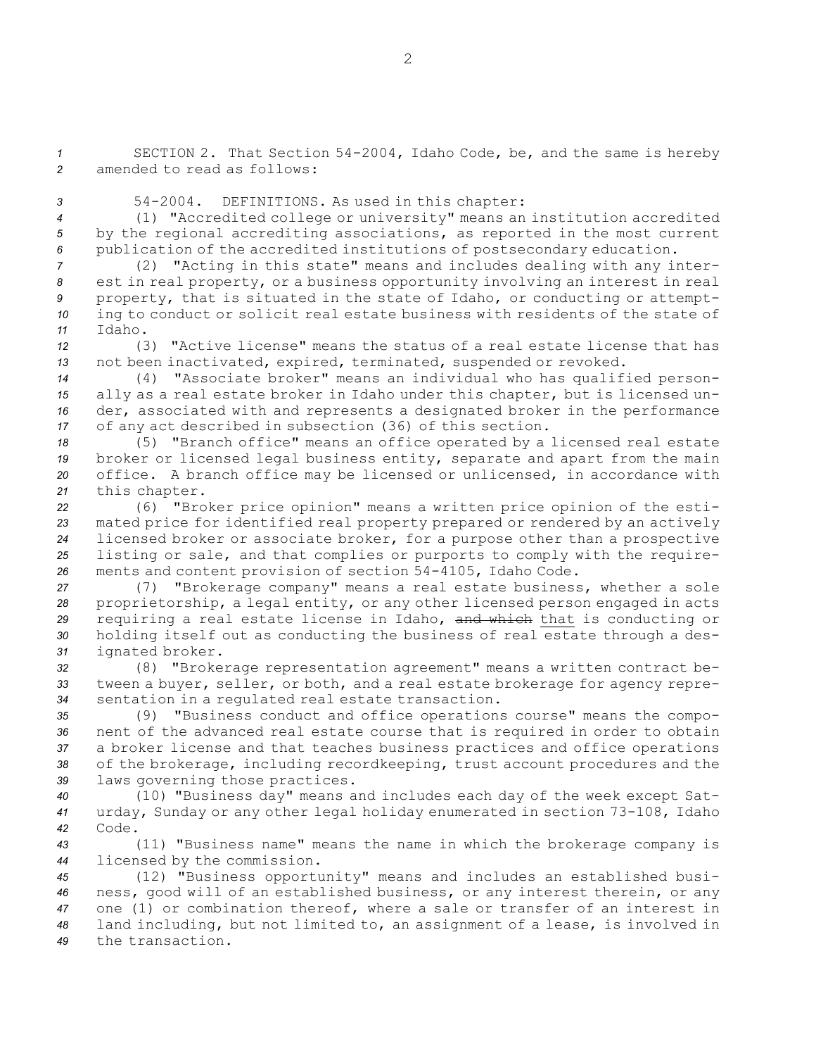SECTION 2. That Section 54-2004, Idaho Code, be, and the same is hereby amended to read as follows:

54-2004. DEFINITIONS. As used in this chapter:

(1) "Accredited college or university" means an institution accredited by the regional accrediting associations, as reported in the most current publication of the accredited institutions of postsecondary education.

(2) "Acting in this state" means and includes dealing with any interest in real property, or a business opportunity involving an interest in real property, that is situated in the state of Idaho, or conducting or attempting to conduct or solicit real estate business with residents of the state of Idaho.

(3) "Active license" means the status of a real estate license that has not been inactivated, expired, terminated, suspended or revoked.

(4) "Associate broker" means an individual who has qualified personally as a real estate broker in Idaho under this chapter, but is licensed under, associated with and represents a designated broker in the performance of any act described in subsection (36) of this section.

(5) "Branch office" means an office operated by a licensed real estate broker or licensed legal business entity, separate and apart from the main office. A branch office may be licensed or unlicensed, in accordance with this chapter.

(6) "Broker price opinion" means a written price opinion of the estimated price for identified real property prepared or rendered by an actively licensed broker or associate broker, for a purpose other than a prospective listing or sale, and that complies or purports to comply with the requirements and content provision of section 54-4105, Idaho Code.

(7) "Brokerage company" means a real estate business, whether a sole proprietorship, a legal entity, or any other licensed person engaged in acts requiring a real estate license in Idaho, ~~and which~~ that is conducting or holding itself out as conducting the business of real estate through a designated broker.

(8) "Brokerage representation agreement" means a written contract between a buyer, seller, or both, and a real estate brokerage for agency representation in a regulated real estate transaction.

(9) "Business conduct and office operations course" means the component of the advanced real estate course that is required in order to obtain a broker license and that teaches business practices and office operations of the brokerage, including recordkeeping, trust account procedures and the laws governing those practices.

(10) "Business day" means and includes each day of the week except Saturday, Sunday or any other legal holiday enumerated in section 73-108, Idaho Code.

(11) "Business name" means the name in which the brokerage company is licensed by the commission.

(12) "Business opportunity" means and includes an established business, good will of an established business, or any interest therein, or any one (1) or combination thereof, where a sale or transfer of an interest in land including, but not limited to, an assignment of a lease, is involved in the transaction.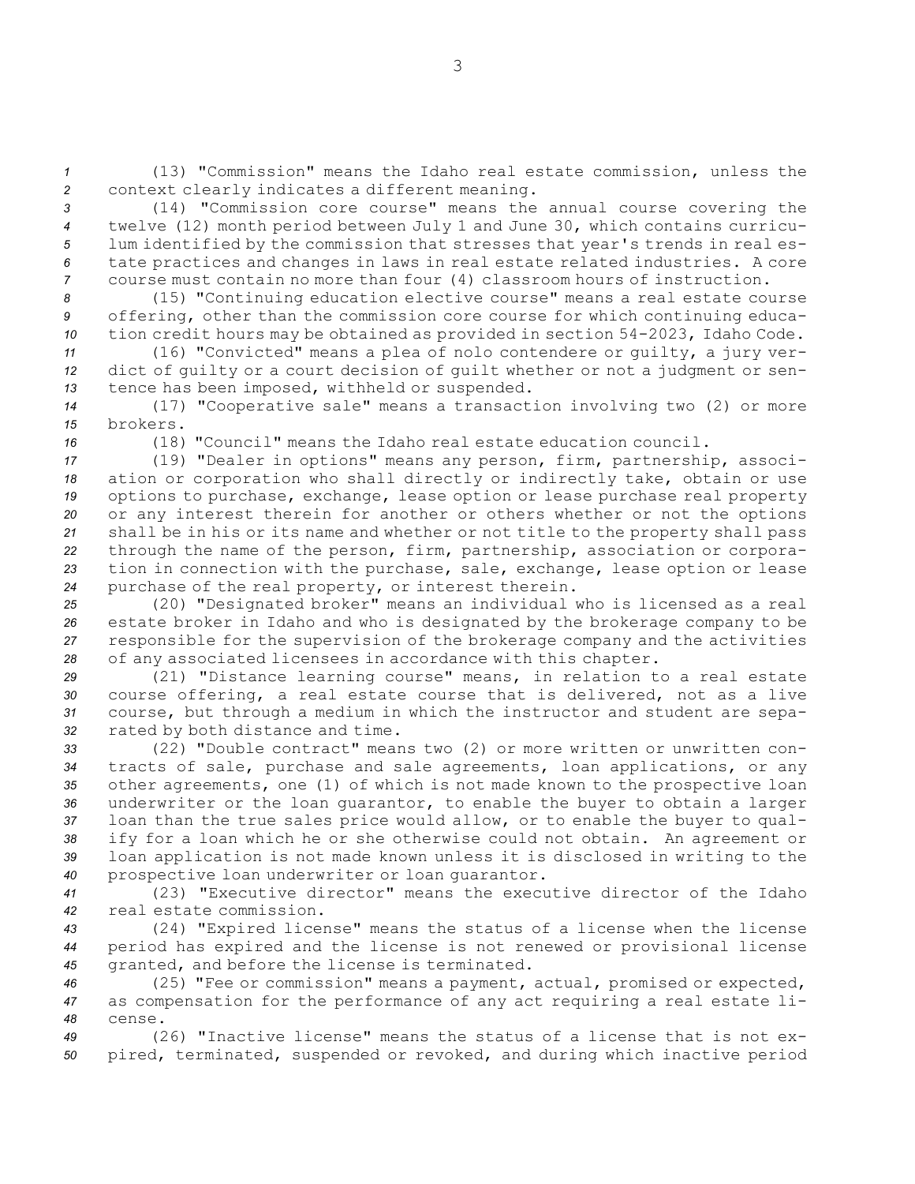(13) "Commission" means the Idaho real estate commission, unless the context clearly indicates a different meaning.

(14) "Commission core course" means the annual course covering the twelve (12) month period between July 1 and June 30, which contains curriculum identified by the commission that stresses that year's trends in real estate practices and changes in laws in real estate related industries. A core course must contain no more than four (4) classroom hours of instruction.

(15) "Continuing education elective course" means a real estate course offering, other than the commission core course for which continuing education credit hours may be obtained as provided in section 54-2023, Idaho Code.

(16) "Convicted" means a plea of nolo contendere or guilty, a jury verdict of guilty or a court decision of guilt whether or not a judgment or sentence has been imposed, withheld or suspended.

(17) "Cooperative sale" means a transaction involving two (2) or more brokers.

(18) "Council" means the Idaho real estate education council.

(19) "Dealer in options" means any person, firm, partnership, association or corporation who shall directly or indirectly take, obtain or use options to purchase, exchange, lease option or lease purchase real property or any interest therein for another or others whether or not the options shall be in his or its name and whether or not title to the property shall pass through the name of the person, firm, partnership, association or corporation in connection with the purchase, sale, exchange, lease option or lease purchase of the real property, or interest therein.

(20) "Designated broker" means an individual who is licensed as a real estate broker in Idaho and who is designated by the brokerage company to be responsible for the supervision of the brokerage company and the activities of any associated licensees in accordance with this chapter.

(21) "Distance learning course" means, in relation to a real estate course offering, a real estate course that is delivered, not as a live course, but through a medium in which the instructor and student are separated by both distance and time.

(22) "Double contract" means two (2) or more written or unwritten contracts of sale, purchase and sale agreements, loan applications, or any other agreements, one (1) of which is not made known to the prospective loan underwriter or the loan guarantor, to enable the buyer to obtain a larger loan than the true sales price would allow, or to enable the buyer to qualify for a loan which he or she otherwise could not obtain. An agreement or loan application is not made known unless it is disclosed in writing to the prospective loan underwriter or loan guarantor.

(23) "Executive director" means the executive director of the Idaho real estate commission.

(24) "Expired license" means the status of a license when the license period has expired and the license is not renewed or provisional license granted, and before the license is terminated.

(25) "Fee or commission" means a payment, actual, promised or expected, as compensation for the performance of any act requiring a real estate license.

(26) "Inactive license" means the status of a license that is not expired, terminated, suspended or revoked, and during which inactive period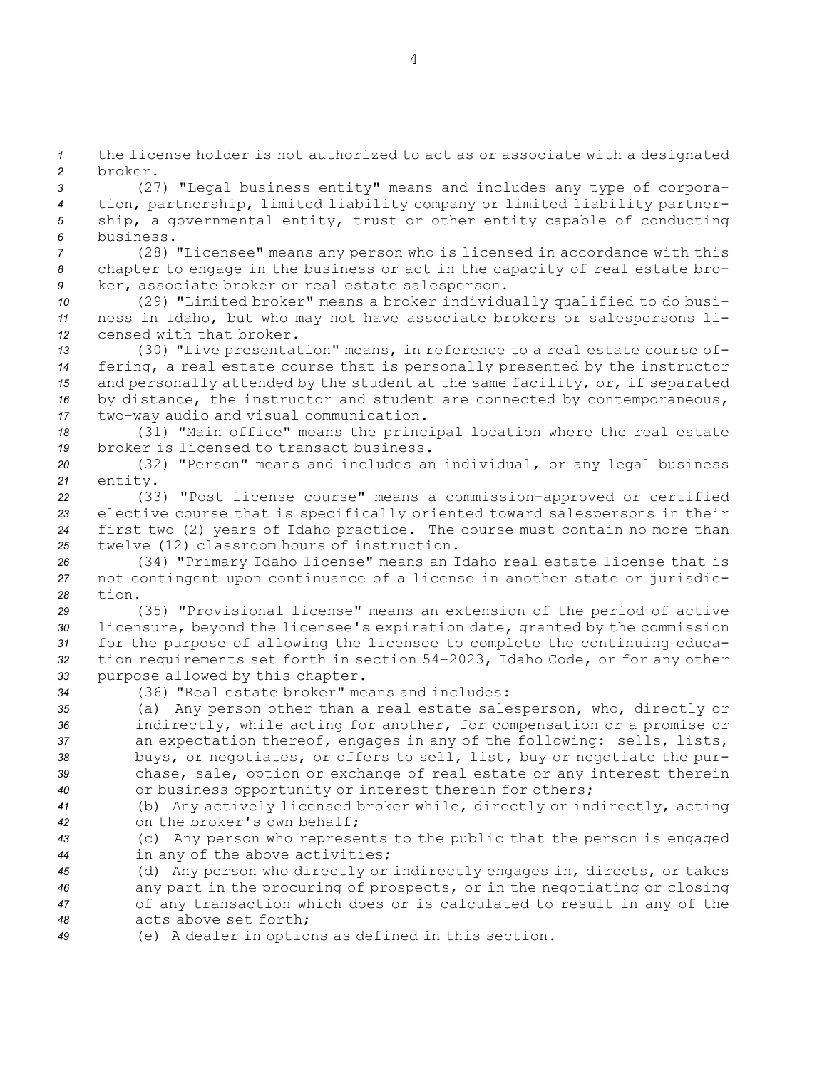the license holder is not authorized to act as or associate with a designated broker.

(27) "Legal business entity" means and includes any type of corporation, partnership, limited liability company or limited liability partnership, a governmental entity, trust or other entity capable of conducting business.

(28) "Licensee" means any person who is licensed in accordance with this chapter to engage in the business or act in the capacity of real estate broker, associate broker or real estate salesperson.

(29) "Limited broker" means a broker individually qualified to do business in Idaho, but who may not have associate brokers or salespersons licensed with that broker.

(30) "Live presentation" means, in reference to a real estate course offering, a real estate course that is personally presented by the instructor and personally attended by the student at the same facility, or, if separated by distance, the instructor and student are connected by contemporaneous, two-way audio and visual communication.

(31) "Main office" means the principal location where the real estate broker is licensed to transact business.

(32) "Person" means and includes an individual, or any legal business entity.

(33) "Post license course" means a commission-approved or certified elective course that is specifically oriented toward salespersons in their first two (2) years of Idaho practice. The course must contain no more than twelve (12) classroom hours of instruction.

(34) "Primary Idaho license" means an Idaho real estate license that is not contingent upon continuance of a license in another state or jurisdiction.

(35) "Provisional license" means an extension of the period of active licensure, beyond the licensee's expiration date, granted by the commission for the purpose of allowing the licensee to complete the continuing education requirements set forth in section 54-2023, Idaho Code, or for any other purpose allowed by this chapter.

(36) "Real estate broker" means and includes:

(a) Any person other than a real estate salesperson, who, directly or indirectly, while acting for another, for compensation or a promise or an expectation thereof, engages in any of the following: sells, lists, buys, or negotiates, or offers to sell, list, buy or negotiate the purchase, sale, option or exchange of real estate or any interest therein or business opportunity or interest therein for others;

(b) Any actively licensed broker while, directly or indirectly, acting on the broker's own behalf;

(c) Any person who represents to the public that the person is engaged in any of the above activities;

(d) Any person who directly or indirectly engages in, directs, or takes any part in the procuring of prospects, or in the negotiating or closing of any transaction which does or is calculated to result in any of the acts above set forth;

(e) A dealer in options as defined in this section.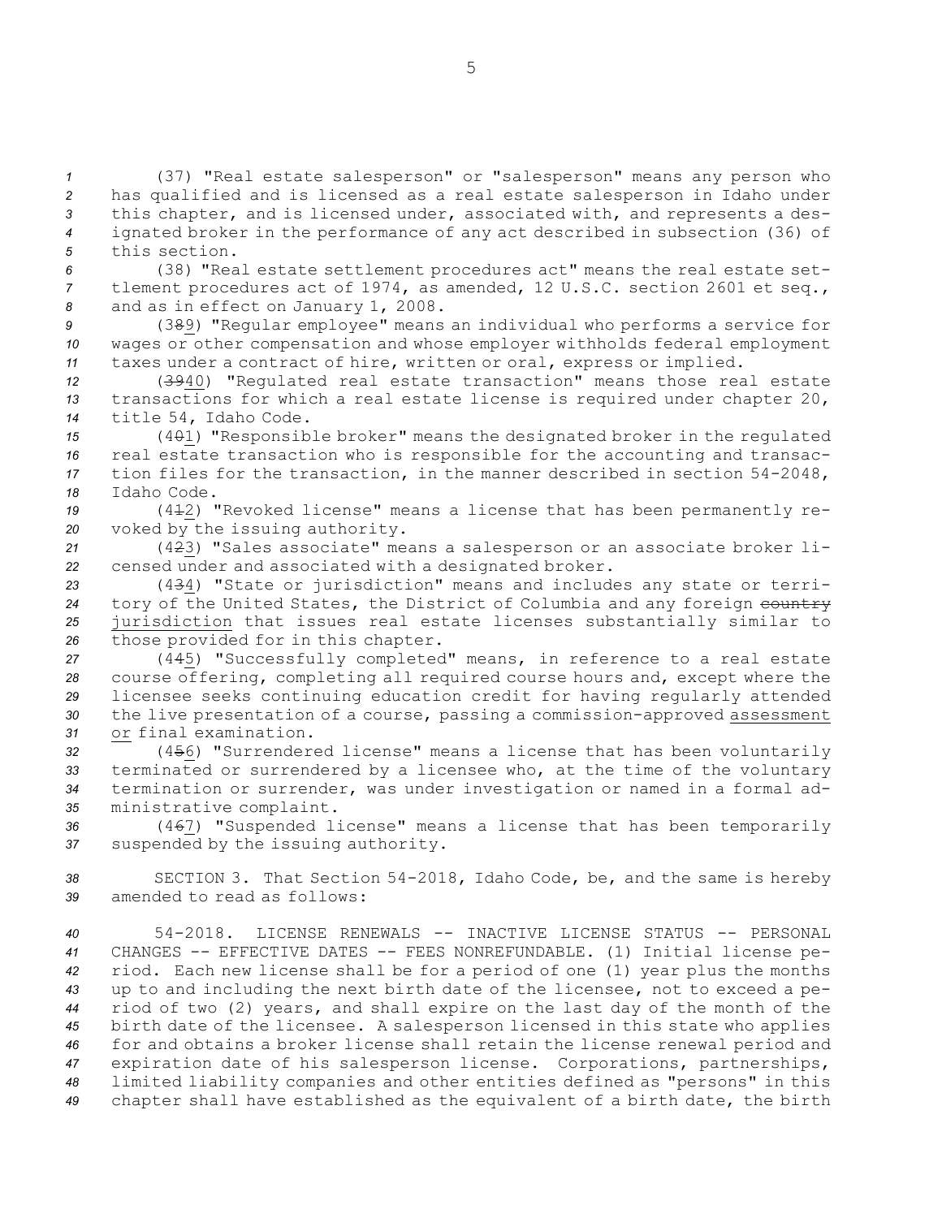(37) "Real estate salesperson" or "salesperson" means any person who has qualified and is licensed as a real estate salesperson in Idaho under this chapter, and is licensed under, associated with, and represents a designated broker in the performance of any act described in subsection (36) of this section.

(38) "Real estate settlement procedures act" means the real estate settlement procedures act of 1974, as amended, 12 U.S.C. section 2601 et seq., and as in effect on January 1, 2008.

(3~~8~~9) "Regular employee" means an individual who performs a service for wages or other compensation and whose employer withholds federal employment taxes under a contract of hire, written or oral, express or implied.

(~~39~~40) "Regulated real estate transaction" means those real estate transactions for which a real estate license is required under chapter 20, title 54, Idaho Code.

(4~~0~~1) "Responsible broker" means the designated broker in the regulated real estate transaction who is responsible for the accounting and transaction files for the transaction, in the manner described in section 54-2048, Idaho Code.

(4~~1~~2) "Revoked license" means a license that has been permanently revoked by the issuing authority.

(4~~2~~3) "Sales associate" means a salesperson or an associate broker licensed under and associated with a designated broker.

(4~~3~~4) "State or jurisdiction" means and includes any state or territory of the United States, the District of Columbia and any foreign ~~country~~ jurisdiction that issues real estate licenses substantially similar to those provided for in this chapter.

(4~~4~~5) "Successfully completed" means, in reference to a real estate course offering, completing all required course hours and, except where the licensee seeks continuing education credit for having regularly attended the live presentation of a course, passing a commission-approved assessment or final examination.

(4~~5~~6) "Surrendered license" means a license that has been voluntarily terminated or surrendered by a licensee who, at the time of the voluntary termination or surrender, was under investigation or named in a formal administrative complaint.

(4~~6~~7) "Suspended license" means a license that has been temporarily suspended by the issuing authority.

SECTION 3. That Section 54-2018, Idaho Code, be, and the same is hereby amended to read as follows:

54-2018. LICENSE RENEWALS -- INACTIVE LICENSE STATUS -- PERSONAL CHANGES -- EFFECTIVE DATES -- FEES NONREFUNDABLE. (1) Initial license period. Each new license shall be for a period of one (1) year plus the months up to and including the next birth date of the licensee, not to exceed a period of two (2) years, and shall expire on the last day of the month of the birth date of the licensee. A salesperson licensed in this state who applies for and obtains a broker license shall retain the license renewal period and expiration date of his salesperson license. Corporations, partnerships, limited liability companies and other entities defined as "persons" in this chapter shall have established as the equivalent of a birth date, the birth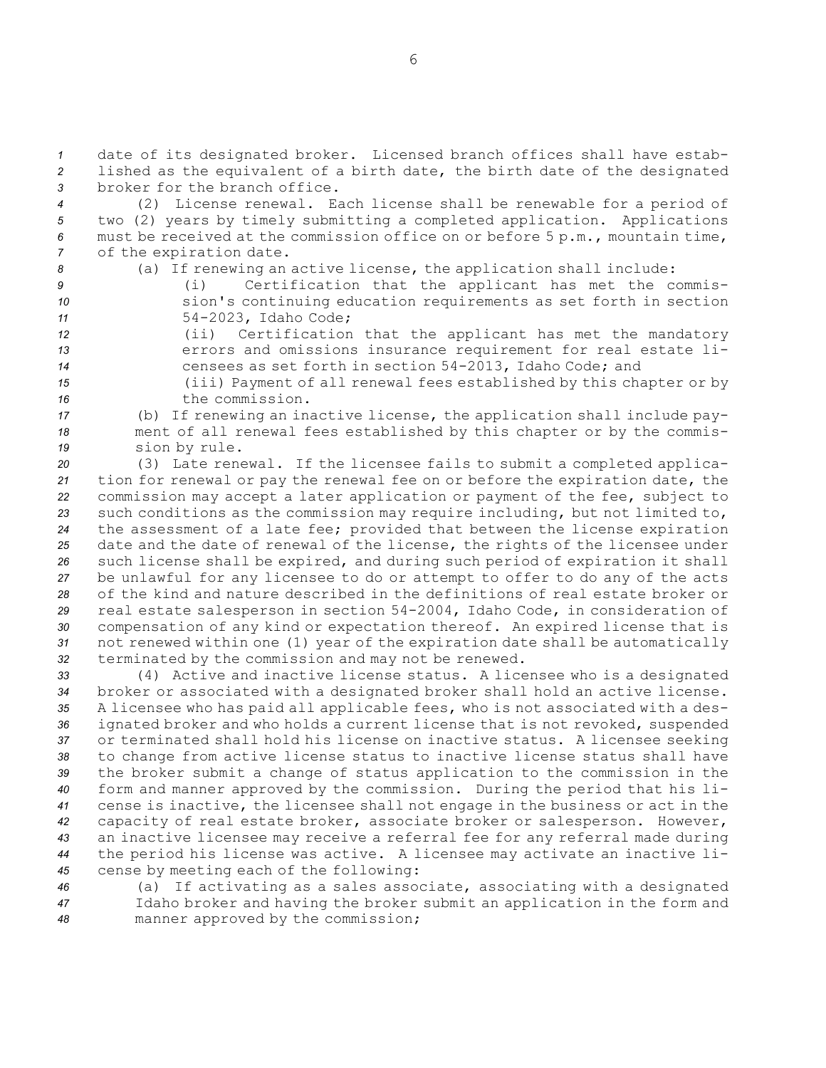date of its designated broker. Licensed branch offices shall have established as the equivalent of a birth date, the birth date of the designated broker for the branch office.

(2) License renewal. Each license shall be renewable for a period of two (2) years by timely submitting a completed application. Applications must be received at the commission office on or before 5 p.m., mountain time, of the expiration date.

(a) If renewing an active license, the application shall include:

(i) Certification that the applicant has met the commission's continuing education requirements as set forth in section 54-2023, Idaho Code;

(ii) Certification that the applicant has met the mandatory errors and omissions insurance requirement for real estate licensees as set forth in section 54-2013, Idaho Code; and

(iii) Payment of all renewal fees established by this chapter or by the commission.

(b) If renewing an inactive license, the application shall include payment of all renewal fees established by this chapter or by the commission by rule.

(3) Late renewal. If the licensee fails to submit a completed application for renewal or pay the renewal fee on or before the expiration date, the commission may accept a later application or payment of the fee, subject to such conditions as the commission may require including, but not limited to, the assessment of a late fee; provided that between the license expiration date and the date of renewal of the license, the rights of the licensee under such license shall be expired, and during such period of expiration it shall be unlawful for any licensee to do or attempt to offer to do any of the acts of the kind and nature described in the definitions of real estate broker or real estate salesperson in section 54-2004, Idaho Code, in consideration of compensation of any kind or expectation thereof. An expired license that is not renewed within one (1) year of the expiration date shall be automatically terminated by the commission and may not be renewed.

(4) Active and inactive license status. A licensee who is a designated broker or associated with a designated broker shall hold an active license. A licensee who has paid all applicable fees, who is not associated with a designated broker and who holds a current license that is not revoked, suspended or terminated shall hold his license on inactive status. A licensee seeking to change from active license status to inactive license status shall have the broker submit a change of status application to the commission in the form and manner approved by the commission. During the period that his license is inactive, the licensee shall not engage in the business or act in the capacity of real estate broker, associate broker or salesperson. However, an inactive licensee may receive a referral fee for any referral made during the period his license was active. A licensee may activate an inactive license by meeting each of the following:

(a) If activating as a sales associate, associating with a designated Idaho broker and having the broker submit an application in the form and manner approved by the commission;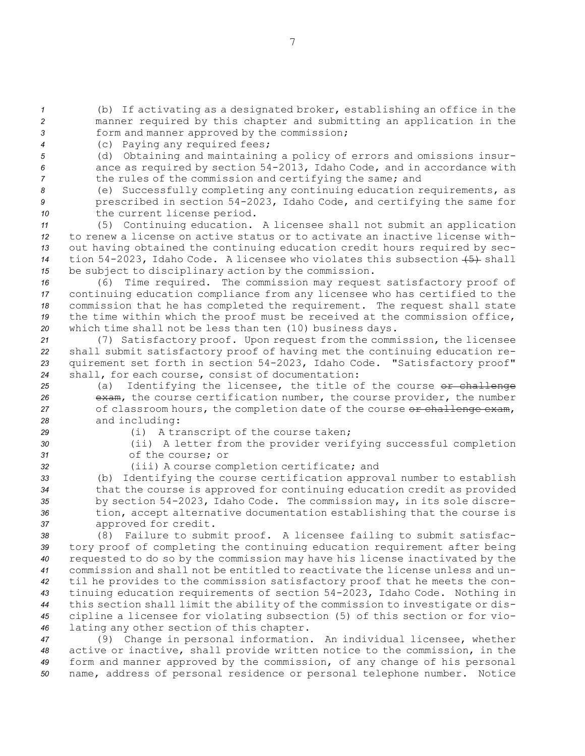(b) If activating as a designated broker, establishing an office in the manner required by this chapter and submitting an application in the form and manner approved by the commission;

(c) Paying any required fees;

(d) Obtaining and maintaining a policy of errors and omissions insurance as required by section 54-2013, Idaho Code, and in accordance with the rules of the commission and certifying the same; and

(e) Successfully completing any continuing education requirements, as prescribed in section 54-2023, Idaho Code, and certifying the same for the current license period.

(5) Continuing education. A licensee shall not submit an application to renew a license on active status or to activate an inactive license without having obtained the continuing education credit hours required by section 54-2023, Idaho Code. A licensee who violates this subsection ~~(5)~~ shall be subject to disciplinary action by the commission.

(6) Time required. The commission may request satisfactory proof of continuing education compliance from any licensee who has certified to the commission that he has completed the requirement. The request shall state the time within which the proof must be received at the commission office, which time shall not be less than ten (10) business days.

(7) Satisfactory proof. Upon request from the commission, the licensee shall submit satisfactory proof of having met the continuing education requirement set forth in section 54-2023, Idaho Code. "Satisfactory proof" shall, for each course, consist of documentation:

(a) Identifying the licensee, the title of the course ~~or challenge exam~~, the course certification number, the course provider, the number of classroom hours, the completion date of the course ~~or challenge exam~~, and including:

(i) A transcript of the course taken;

(ii) A letter from the provider verifying successful completion of the course; or

(iii) A course completion certificate; and

(b) Identifying the course certification approval number to establish that the course is approved for continuing education credit as provided by section 54-2023, Idaho Code. The commission may, in its sole discretion, accept alternative documentation establishing that the course is approved for credit.

(8) Failure to submit proof. A licensee failing to submit satisfactory proof of completing the continuing education requirement after being requested to do so by the commission may have his license inactivated by the commission and shall not be entitled to reactivate the license unless and until he provides to the commission satisfactory proof that he meets the continuing education requirements of section 54-2023, Idaho Code. Nothing in this section shall limit the ability of the commission to investigate or discipline a licensee for violating subsection (5) of this section or for violating any other section of this chapter.

(9) Change in personal information. An individual licensee, whether active or inactive, shall provide written notice to the commission, in the form and manner approved by the commission, of any change of his personal name, address of personal residence or personal telephone number. Notice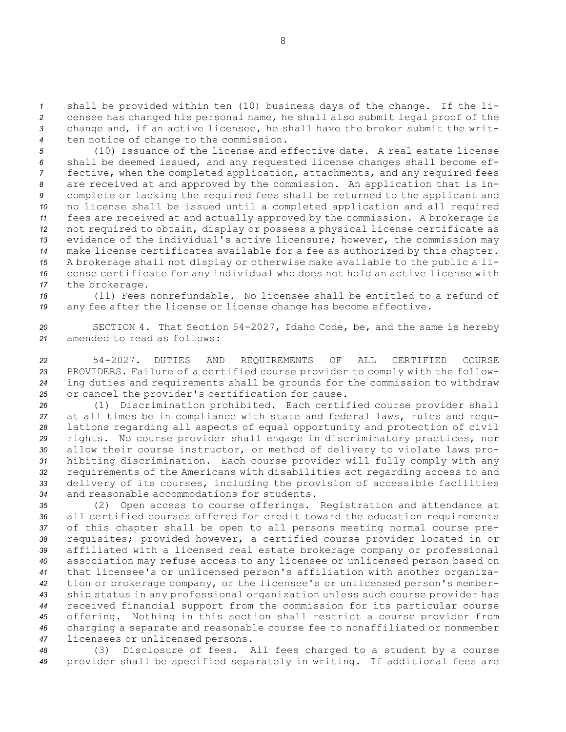shall be provided within ten (10) business days of the change. If the licensee has changed his personal name, he shall also submit legal proof of the change and, if an active licensee, he shall have the broker submit the written notice of change to the commission.

(10) Issuance of the license and effective date. A real estate license shall be deemed issued, and any requested license changes shall become effective, when the completed application, attachments, and any required fees are received at and approved by the commission. An application that is incomplete or lacking the required fees shall be returned to the applicant and no license shall be issued until a completed application and all required fees are received at and actually approved by the commission. A brokerage is not required to obtain, display or possess a physical license certificate as evidence of the individual's active licensure; however, the commission may make license certificates available for a fee as authorized by this chapter. A brokerage shall not display or otherwise make available to the public a license certificate for any individual who does not hold an active license with the brokerage.

(11) Fees nonrefundable. No licensee shall be entitled to a refund of any fee after the license or license change has become effective.

SECTION 4. That Section 54-2027, Idaho Code, be, and the same is hereby amended to read as follows:

54-2027. DUTIES AND REQUIREMENTS OF ALL CERTIFIED COURSE PROVIDERS. Failure of a certified course provider to comply with the following duties and requirements shall be grounds for the commission to withdraw or cancel the provider's certification for cause.

(1) Discrimination prohibited. Each certified course provider shall at all times be in compliance with state and federal laws, rules and regulations regarding all aspects of equal opportunity and protection of civil rights. No course provider shall engage in discriminatory practices, nor allow their course instructor, or method of delivery to violate laws prohibiting discrimination. Each course provider will fully comply with any requirements of the Americans with disabilities act regarding access to and delivery of its courses, including the provision of accessible facilities and reasonable accommodations for students.

(2) Open access to course offerings. Registration and attendance at all certified courses offered for credit toward the education requirements of this chapter shall be open to all persons meeting normal course prerequisites; provided however, a certified course provider located in or affiliated with a licensed real estate brokerage company or professional association may refuse access to any licensee or unlicensed person based on that licensee's or unlicensed person's affiliation with another organization or brokerage company, or the licensee's or unlicensed person's membership status in any professional organization unless such course provider has received financial support from the commission for its particular course offering. Nothing in this section shall restrict a course provider from charging a separate and reasonable course fee to nonaffiliated or nonmember licensees or unlicensed persons.

(3) Disclosure of fees. All fees charged to a student by a course provider shall be specified separately in writing. If additional fees are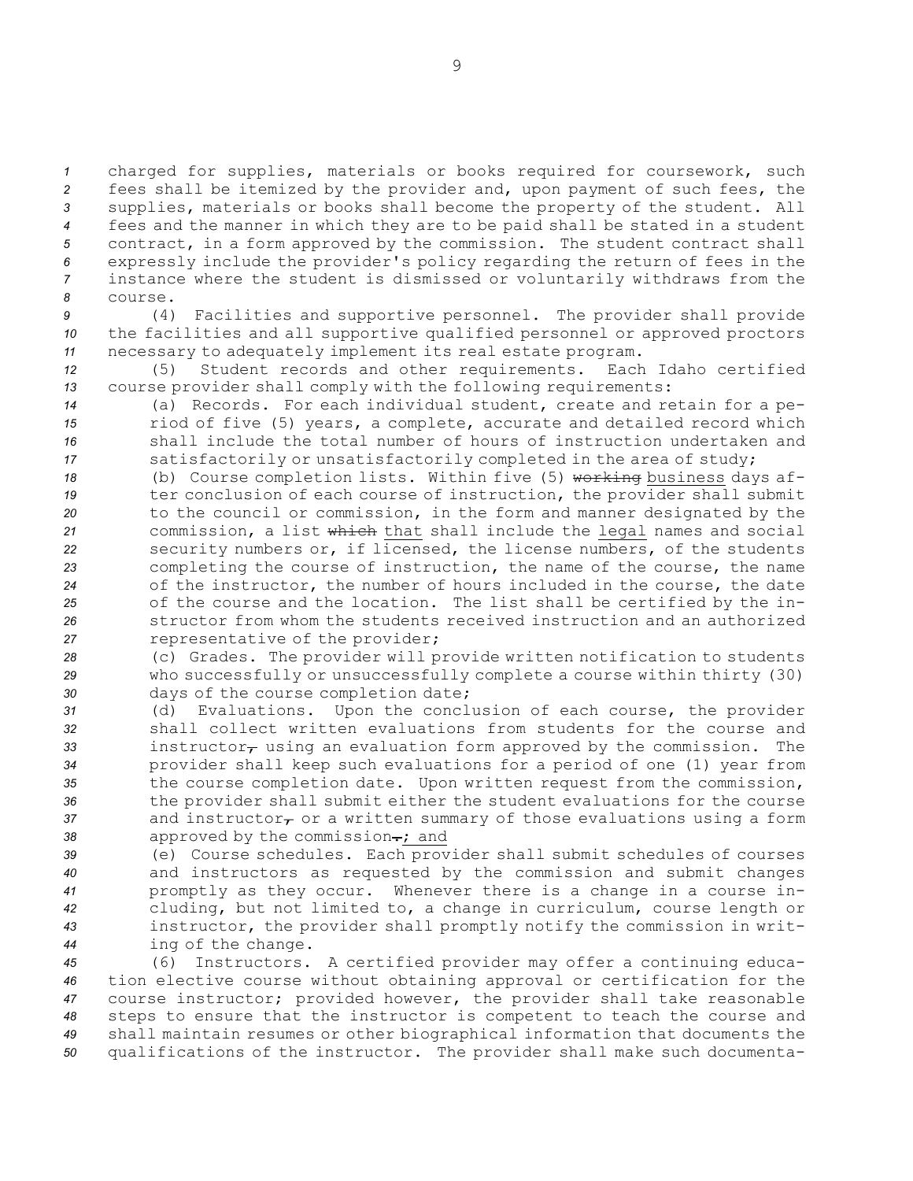charged for supplies, materials or books required for coursework, such fees shall be itemized by the provider and, upon payment of such fees, the supplies, materials or books shall become the property of the student. All fees and the manner in which they are to be paid shall be stated in a student contract, in a form approved by the commission. The student contract shall expressly include the provider's policy regarding the return of fees in the instance where the student is dismissed or voluntarily withdraws from the course.

(4) Facilities and supportive personnel. The provider shall provide the facilities and all supportive qualified personnel or approved proctors necessary to adequately implement its real estate program.

(5) Student records and other requirements. Each Idaho certified course provider shall comply with the following requirements:

(a) Records. For each individual student, create and retain for a period of five (5) years, a complete, accurate and detailed record which shall include the total number of hours of instruction undertaken and satisfactorily or unsatisfactorily completed in the area of study;

(b) Course completion lists. Within five (5) ~~working~~ business days after conclusion of each course of instruction, the provider shall submit to the council or commission, in the form and manner designated by the commission, a list ~~which~~ that shall include the legal names and social security numbers or, if licensed, the license numbers, of the students completing the course of instruction, the name of the course, the name of the instructor, the number of hours included in the course, the date of the course and the location. The list shall be certified by the instructor from whom the students received instruction and an authorized representative of the provider;

(c) Grades. The provider will provide written notification to students who successfully or unsuccessfully complete a course within thirty (30) days of the course completion date;

(d) Evaluations. Upon the conclusion of each course, the provider shall collect written evaluations from students for the course and instructor~~,~~ using an evaluation form approved by the commission. The provider shall keep such evaluations for a period of one (1) year from the course completion date. Upon written request from the commission, the provider shall submit either the student evaluations for the course and instructor~~,~~ or a written summary of those evaluations using a form approved by the commission~~.~~; and

(e) Course schedules. Each provider shall submit schedules of courses and instructors as requested by the commission and submit changes promptly as they occur. Whenever there is a change in a course including, but not limited to, a change in curriculum, course length or instructor, the provider shall promptly notify the commission in writing of the change.

(6) Instructors. A certified provider may offer a continuing education elective course without obtaining approval or certification for the course instructor; provided however, the provider shall take reasonable steps to ensure that the instructor is competent to teach the course and shall maintain resumes or other biographical information that documents the qualifications of the instructor. The provider shall make such documenta-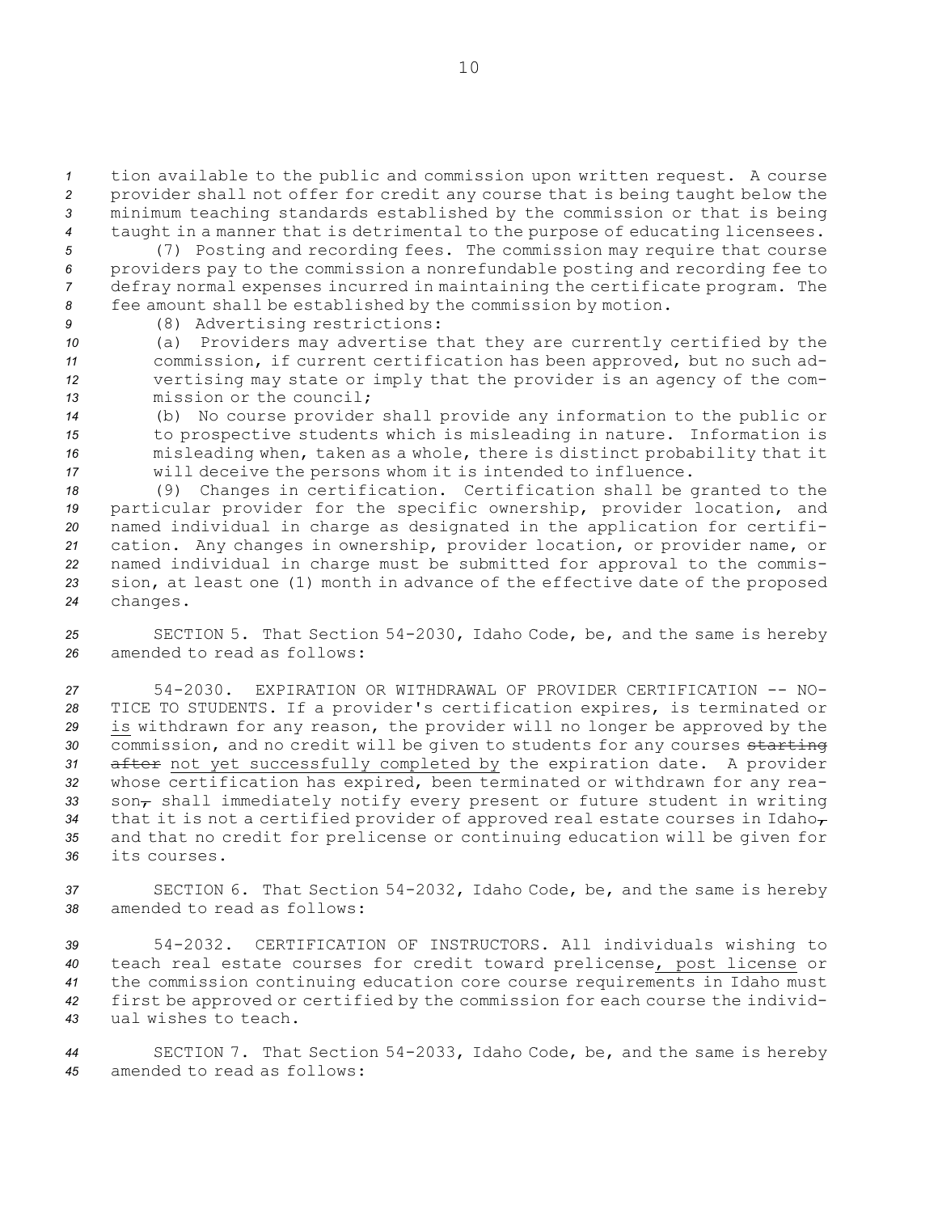tion available to the public and commission upon written request. A course provider shall not offer for credit any course that is being taught below the minimum teaching standards established by the commission or that is being taught in a manner that is detrimental to the purpose of educating licensees.

(7) Posting and recording fees. The commission may require that course providers pay to the commission a nonrefundable posting and recording fee to defray normal expenses incurred in maintaining the certificate program. The fee amount shall be established by the commission by motion.

(8) Advertising restrictions:

(a) Providers may advertise that they are currently certified by the commission, if current certification has been approved, but no such advertising may state or imply that the provider is an agency of the commission or the council;

(b) No course provider shall provide any information to the public or to prospective students which is misleading in nature. Information is misleading when, taken as a whole, there is distinct probability that it will deceive the persons whom it is intended to influence.

(9) Changes in certification. Certification shall be granted to the particular provider for the specific ownership, provider location, and named individual in charge as designated in the application for certification. Any changes in ownership, provider location, or provider name, or named individual in charge must be submitted for approval to the commission, at least one (1) month in advance of the effective date of the proposed changes.

SECTION 5. That Section 54-2030, Idaho Code, be, and the same is hereby amended to read as follows:

54-2030. EXPIRATION OR WITHDRAWAL OF PROVIDER CERTIFICATION -- NOTICE TO STUDENTS. If a provider's certification expires, is terminated or is withdrawn for any reason, the provider will no longer be approved by the commission, and no credit will be given to students for any courses ~~starting after~~ not yet successfully completed by the expiration date. A provider whose certification has expired, been terminated or withdrawn for any reason~~,~~ shall immediately notify every present or future student in writing that it is not a certified provider of approved real estate courses in Idaho~~,~~ and that no credit for prelicense or continuing education will be given for its courses.

SECTION 6. That Section 54-2032, Idaho Code, be, and the same is hereby amended to read as follows:

54-2032. CERTIFICATION OF INSTRUCTORS. All individuals wishing to teach real estate courses for credit toward prelicense, post license or the commission continuing education core course requirements in Idaho must first be approved or certified by the commission for each course the individual wishes to teach.

SECTION 7. That Section 54-2033, Idaho Code, be, and the same is hereby amended to read as follows: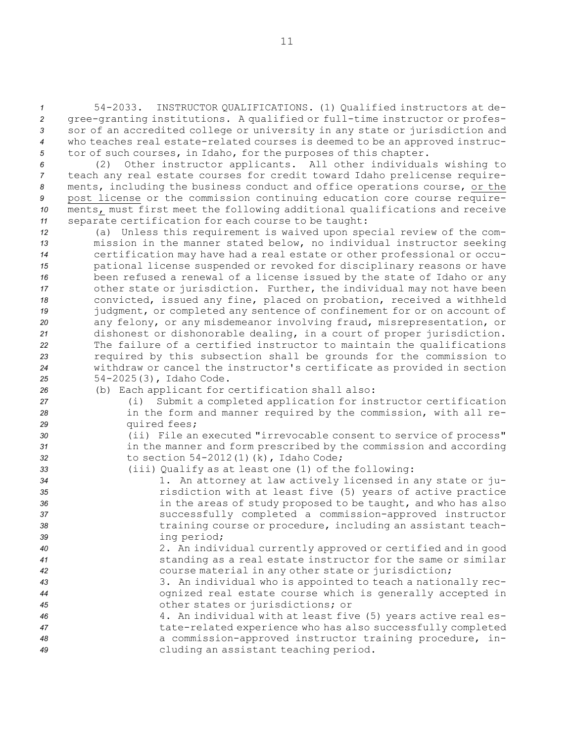54-2033. INSTRUCTOR QUALIFICATIONS. (1) Qualified instructors at degree-granting institutions. A qualified or full-time instructor or professor of an accredited college or university in any state or jurisdiction and who teaches real estate-related courses is deemed to be an approved instructor of such courses, in Idaho, for the purposes of this chapter.

(2) Other instructor applicants. All other individuals wishing to teach any real estate courses for credit toward Idaho prelicense requirements, including the business conduct and office operations course, or the post license or the commission continuing education core course requirements, must first meet the following additional qualifications and receive separate certification for each course to be taught:

(a) Unless this requirement is waived upon special review of the commission in the manner stated below, no individual instructor seeking certification may have had a real estate or other professional or occupational license suspended or revoked for disciplinary reasons or have been refused a renewal of a license issued by the state of Idaho or any other state or jurisdiction. Further, the individual may not have been convicted, issued any fine, placed on probation, received a withheld judgment, or completed any sentence of confinement for or on account of any felony, or any misdemeanor involving fraud, misrepresentation, or dishonest or dishonorable dealing, in a court of proper jurisdiction. The failure of a certified instructor to maintain the qualifications required by this subsection shall be grounds for the commission to withdraw or cancel the instructor's certificate as provided in section 54-2025(3), Idaho Code.

(b) Each applicant for certification shall also:

(i) Submit a completed application for instructor certification in the form and manner required by the commission, with all required fees;

(ii) File an executed "irrevocable consent to service of process" in the manner and form prescribed by the commission and according to section 54-2012(1)(k), Idaho Code;

(iii) Qualify as at least one (1) of the following:

1. An attorney at law actively licensed in any state or jurisdiction with at least five (5) years of active practice in the areas of study proposed to be taught, and who has also successfully completed a commission-approved instructor training course or procedure, including an assistant teaching period;

2. An individual currently approved or certified and in good standing as a real estate instructor for the same or similar course material in any other state or jurisdiction;

3. An individual who is appointed to teach a nationally recognized real estate course which is generally accepted in other states or jurisdictions; or

4. An individual with at least five (5) years active real estate-related experience who has also successfully completed a commission-approved instructor training procedure, including an assistant teaching period.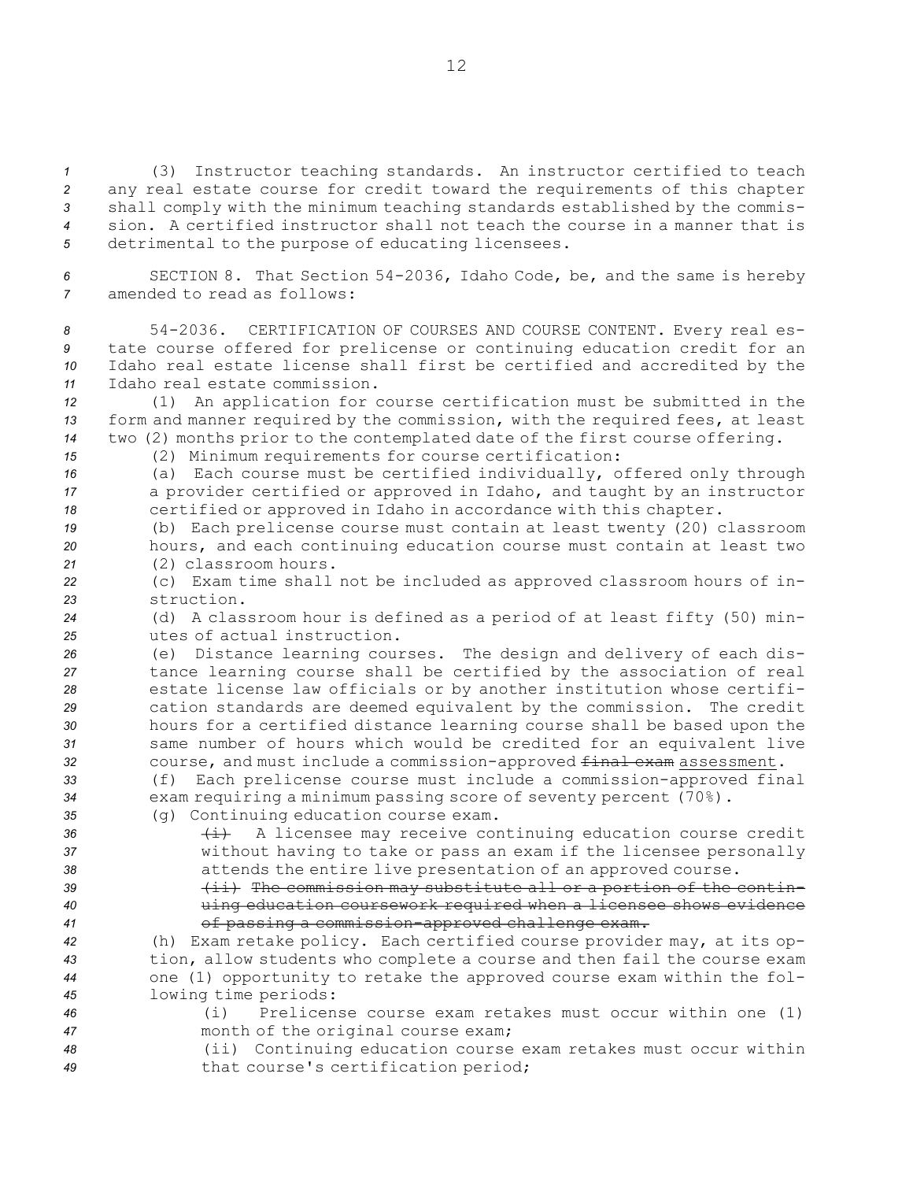(3) Instructor teaching standards. An instructor certified to teach any real estate course for credit toward the requirements of this chapter shall comply with the minimum teaching standards established by the commission. A certified instructor shall not teach the course in a manner that is detrimental to the purpose of educating licensees.

SECTION 8. That Section 54-2036, Idaho Code, be, and the same is hereby amended to read as follows:

54-2036. CERTIFICATION OF COURSES AND COURSE CONTENT. Every real estate course offered for prelicense or continuing education credit for an Idaho real estate license shall first be certified and accredited by the Idaho real estate commission.

(1) An application for course certification must be submitted in the form and manner required by the commission, with the required fees, at least two (2) months prior to the contemplated date of the first course offering.

(2) Minimum requirements for course certification:

(a) Each course must be certified individually, offered only through a provider certified or approved in Idaho, and taught by an instructor certified or approved in Idaho in accordance with this chapter.

(b) Each prelicense course must contain at least twenty (20) classroom hours, and each continuing education course must contain at least two (2) classroom hours.

(c) Exam time shall not be included as approved classroom hours of instruction.

(d) A classroom hour is defined as a period of at least fifty (50) minutes of actual instruction.

(e) Distance learning courses. The design and delivery of each distance learning course shall be certified by the association of real estate license law officials or by another institution whose certification standards are deemed equivalent by the commission. The credit hours for a certified distance learning course shall be based upon the same number of hours which would be credited for an equivalent live course, and must include a commission-approved ~~final exam~~ assessment.

(f) Each prelicense course must include a commission-approved final exam requiring a minimum passing score of seventy percent (70%).

(g) Continuing education course exam.

~~(i)~~ A licensee may receive continuing education course credit without having to take or pass an exam if the licensee personally attends the entire live presentation of an approved course.

~~(ii) The commission may substitute all or a portion of the continuing education coursework required when a licensee shows evidence of passing a commission-approved challenge exam.~~

(h) Exam retake policy. Each certified course provider may, at its option, allow students who complete a course and then fail the course exam one (1) opportunity to retake the approved course exam within the following time periods:

(i) Prelicense course exam retakes must occur within one (1) month of the original course exam;

(ii) Continuing education course exam retakes must occur within that course's certification period;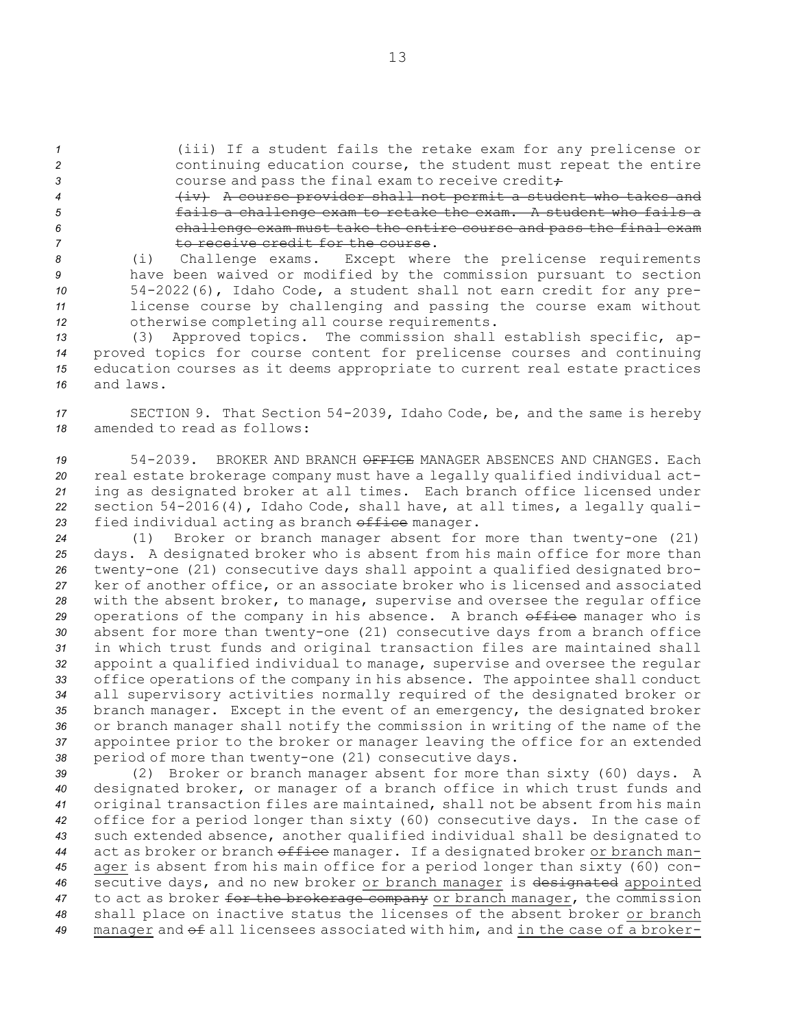(iii) If a student fails the retake exam for any prelicense or continuing education course, the student must repeat the entire course and pass the final exam to receive credit~~;~~

~~(iv) A course provider shall not permit a student who takes and fails a challenge exam to retake the exam. A student who fails a challenge exam must take the entire course and pass the final exam to receive credit for the course~~.

(i) Challenge exams. Except where the prelicense requirements have been waived or modified by the commission pursuant to section 54-2022(6), Idaho Code, a student shall not earn credit for any prelicense course by challenging and passing the course exam without otherwise completing all course requirements.

(3) Approved topics. The commission shall establish specific, approved topics for course content for prelicense courses and continuing education courses as it deems appropriate to current real estate practices and laws.

SECTION 9. That Section 54-2039, Idaho Code, be, and the same is hereby amended to read as follows:

54-2039. BROKER AND BRANCH ~~OFFICE~~ MANAGER ABSENCES AND CHANGES. Each real estate brokerage company must have a legally qualified individual acting as designated broker at all times. Each branch office licensed under section 54-2016(4), Idaho Code, shall have, at all times, a legally qualified individual acting as branch ~~office~~ manager.

(1) Broker or branch manager absent for more than twenty-one (21) days. A designated broker who is absent from his main office for more than twenty-one (21) consecutive days shall appoint a qualified designated broker of another office, or an associate broker who is licensed and associated with the absent broker, to manage, supervise and oversee the regular office operations of the company in his absence. A branch ~~office~~ manager who is absent for more than twenty-one (21) consecutive days from a branch office in which trust funds and original transaction files are maintained shall appoint a qualified individual to manage, supervise and oversee the regular office operations of the company in his absence. The appointee shall conduct all supervisory activities normally required of the designated broker or branch manager. Except in the event of an emergency, the designated broker or branch manager shall notify the commission in writing of the name of the appointee prior to the broker or manager leaving the office for an extended period of more than twenty-one (21) consecutive days.

(2) Broker or branch manager absent for more than sixty (60) days. A designated broker, or manager of a branch office in which trust funds and original transaction files are maintained, shall not be absent from his main office for a period longer than sixty (60) consecutive days. In the case of such extended absence, another qualified individual shall be designated to act as broker or branch ~~office~~ manager. If a designated broker <u>or branch manager</u> is absent from his main office for a period longer than sixty (60) consecutive days, and no new broker <u>or branch manager</u> is ~~designated~~ <u>appointed</u> to act as broker ~~for the brokerage company~~ <u>or branch manager</u>, the commission shall place on inactive status the licenses of the absent broker <u>or branch manager</u> and ~~of~~ all licensees associated with him, and <u>in the case of a broker-</u>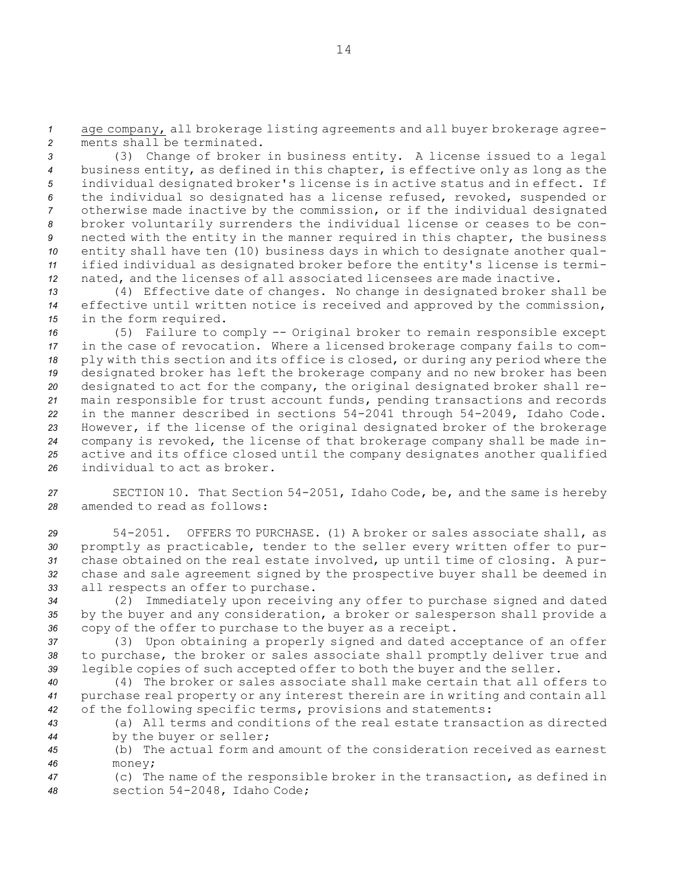age company, all brokerage listing agreements and all buyer brokerage agreements shall be terminated.

(3) Change of broker in business entity. A license issued to a legal business entity, as defined in this chapter, is effective only as long as the individual designated broker's license is in active status and in effect. If the individual so designated has a license refused, revoked, suspended or otherwise made inactive by the commission, or if the individual designated broker voluntarily surrenders the individual license or ceases to be connected with the entity in the manner required in this chapter, the business entity shall have ten (10) business days in which to designate another qualified individual as designated broker before the entity's license is terminated, and the licenses of all associated licensees are made inactive.

(4) Effective date of changes. No change in designated broker shall be effective until written notice is received and approved by the commission, in the form required.

(5) Failure to comply -- Original broker to remain responsible except in the case of revocation. Where a licensed brokerage company fails to comply with this section and its office is closed, or during any period where the designated broker has left the brokerage company and no new broker has been designated to act for the company, the original designated broker shall remain responsible for trust account funds, pending transactions and records in the manner described in sections 54-2041 through 54-2049, Idaho Code. However, if the license of the original designated broker of the brokerage company is revoked, the license of that brokerage company shall be made inactive and its office closed until the company designates another qualified individual to act as broker.

SECTION 10. That Section 54-2051, Idaho Code, be, and the same is hereby amended to read as follows:

54-2051. OFFERS TO PURCHASE. (1) A broker or sales associate shall, as promptly as practicable, tender to the seller every written offer to purchase obtained on the real estate involved, up until time of closing. A purchase and sale agreement signed by the prospective buyer shall be deemed in all respects an offer to purchase.

(2) Immediately upon receiving any offer to purchase signed and dated by the buyer and any consideration, a broker or salesperson shall provide a copy of the offer to purchase to the buyer as a receipt.

(3) Upon obtaining a properly signed and dated acceptance of an offer to purchase, the broker or sales associate shall promptly deliver true and legible copies of such accepted offer to both the buyer and the seller.

(4) The broker or sales associate shall make certain that all offers to purchase real property or any interest therein are in writing and contain all of the following specific terms, provisions and statements:

(a) All terms and conditions of the real estate transaction as directed by the buyer or seller;

(b) The actual form and amount of the consideration received as earnest money;

(c) The name of the responsible broker in the transaction, as defined in section 54-2048, Idaho Code;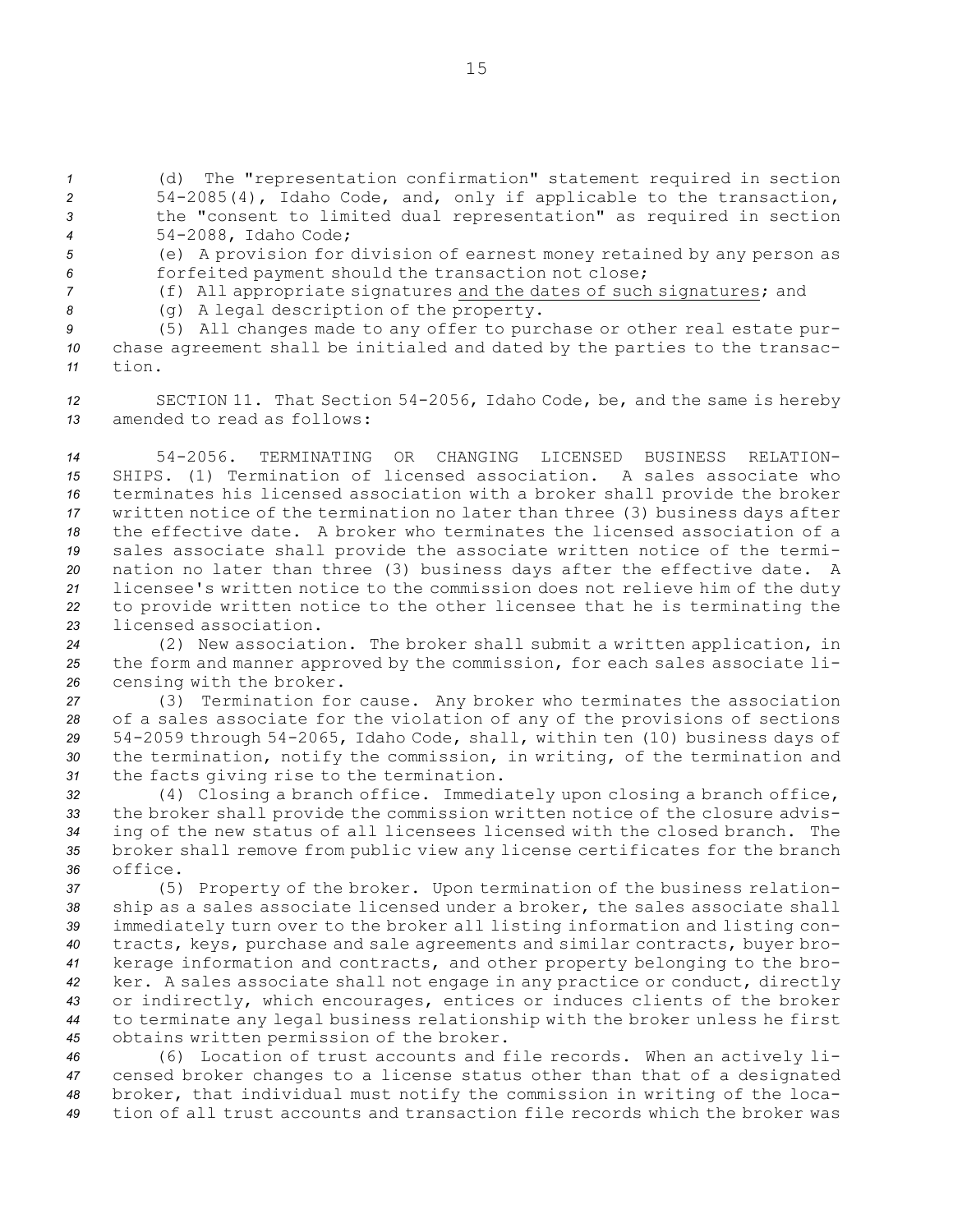(d) The "representation confirmation" statement required in section 54-2085(4), Idaho Code, and, only if applicable to the transaction, the "consent to limited dual representation" as required in section 54-2088, Idaho Code;

(e) A provision for division of earnest money retained by any person as forfeited payment should the transaction not close;

(f) All appropriate signatures and the dates of such signatures; and

(g) A legal description of the property.

(5) All changes made to any offer to purchase or other real estate purchase agreement shall be initialed and dated by the parties to the transaction.

SECTION 11. That Section 54-2056, Idaho Code, be, and the same is hereby amended to read as follows:

54-2056. TERMINATING OR CHANGING LICENSED BUSINESS RELATIONSHIPS. (1) Termination of licensed association. A sales associate who terminates his licensed association with a broker shall provide the broker written notice of the termination no later than three (3) business days after the effective date. A broker who terminates the licensed association of a sales associate shall provide the associate written notice of the termination no later than three (3) business days after the effective date. A licensee's written notice to the commission does not relieve him of the duty to provide written notice to the other licensee that he is terminating the licensed association.

(2) New association. The broker shall submit a written application, in the form and manner approved by the commission, for each sales associate licensing with the broker.

(3) Termination for cause. Any broker who terminates the association of a sales associate for the violation of any of the provisions of sections 54-2059 through 54-2065, Idaho Code, shall, within ten (10) business days of the termination, notify the commission, in writing, of the termination and the facts giving rise to the termination.

(4) Closing a branch office. Immediately upon closing a branch office, the broker shall provide the commission written notice of the closure advising of the new status of all licensees licensed with the closed branch. The broker shall remove from public view any license certificates for the branch office.

(5) Property of the broker. Upon termination of the business relationship as a sales associate licensed under a broker, the sales associate shall immediately turn over to the broker all listing information and listing contracts, keys, purchase and sale agreements and similar contracts, buyer brokerage information and contracts, and other property belonging to the broker. A sales associate shall not engage in any practice or conduct, directly or indirectly, which encourages, entices or induces clients of the broker to terminate any legal business relationship with the broker unless he first obtains written permission of the broker.

(6) Location of trust accounts and file records. When an actively licensed broker changes to a license status other than that of a designated broker, that individual must notify the commission in writing of the location of all trust accounts and transaction file records which the broker was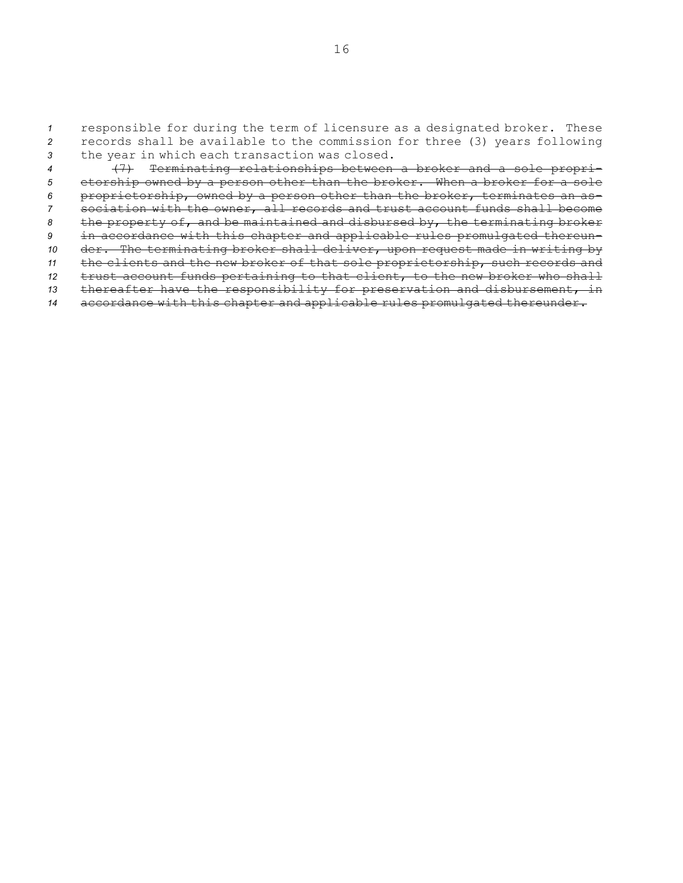responsible for during the term of licensure as a designated broker. These records shall be available to the commission for three (3) years following the year in which each transaction was closed.

~~(7) Terminating relationships between a broker and a sole proprietorship owned by a person other than the broker. When a broker for a sole proprietorship, owned by a person other than the broker, terminates an association with the owner, all records and trust account funds shall become the property of, and be maintained and disbursed by, the terminating broker in accordance with this chapter and applicable rules promulgated thereunder. The terminating broker shall deliver, upon request made in writing by the clients and the new broker of that sole proprietorship, such records and trust account funds pertaining to that client, to the new broker who shall thereafter have the responsibility for preservation and disbursement, in accordance with this chapter and applicable rules promulgated thereunder.~~